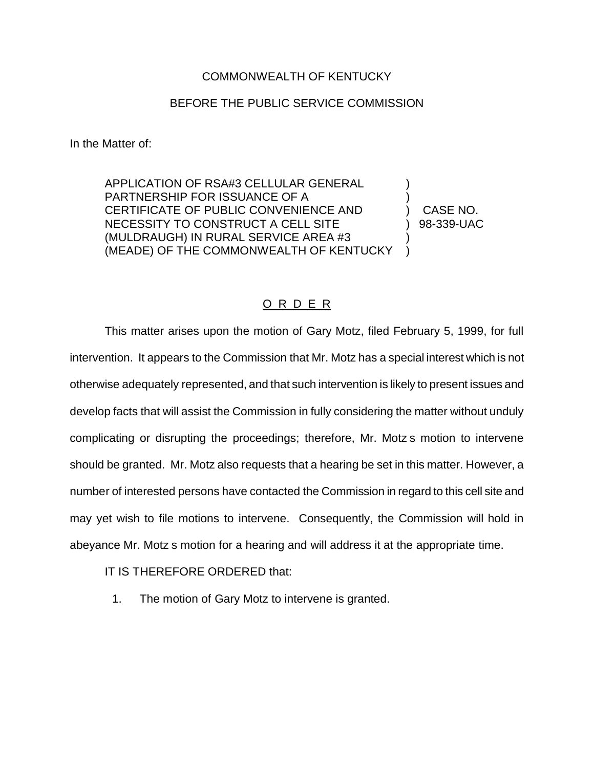COMMONWEALTH OF KENTUCKY

BEFORE THE PUBLIC SERVICE COMMISSION

In the Matter of:

| | | |
|---|---|---|
| APPLICATION OF RSA#3 CELLULAR GENERAL PARTNERSHIP FOR ISSUANCE OF A CERTIFICATE OF PUBLIC CONVENIENCE AND NECESSITY TO CONSTRUCT A CELL SITE (MULDRAUGH) IN RURAL SERVICE AREA #3 (MEADE) OF THE COMMONWEALTH OF KENTUCKY | ) | CASE NO. 98-339-UAC |

## O R D E R

This matter arises upon the motion of Gary Motz, filed February 5, 1999, for full intervention. It appears to the Commission that Mr. Motz has a special interest which is not otherwise adequately represented, and that such intervention is likely to present issues and develop facts that will assist the Commission in fully considering the matter without unduly complicating or disrupting the proceedings; therefore, Mr. Motz s motion to intervene should be granted. Mr. Motz also requests that a hearing be set in this matter. However, a number of interested persons have contacted the Commission in regard to this cell site and may yet wish to file motions to intervene. Consequently, the Commission will hold in abeyance Mr. Motz s motion for a hearing and will address it at the appropriate time.

IT IS THEREFORE ORDERED that:

1. The motion of Gary Motz to intervene is granted.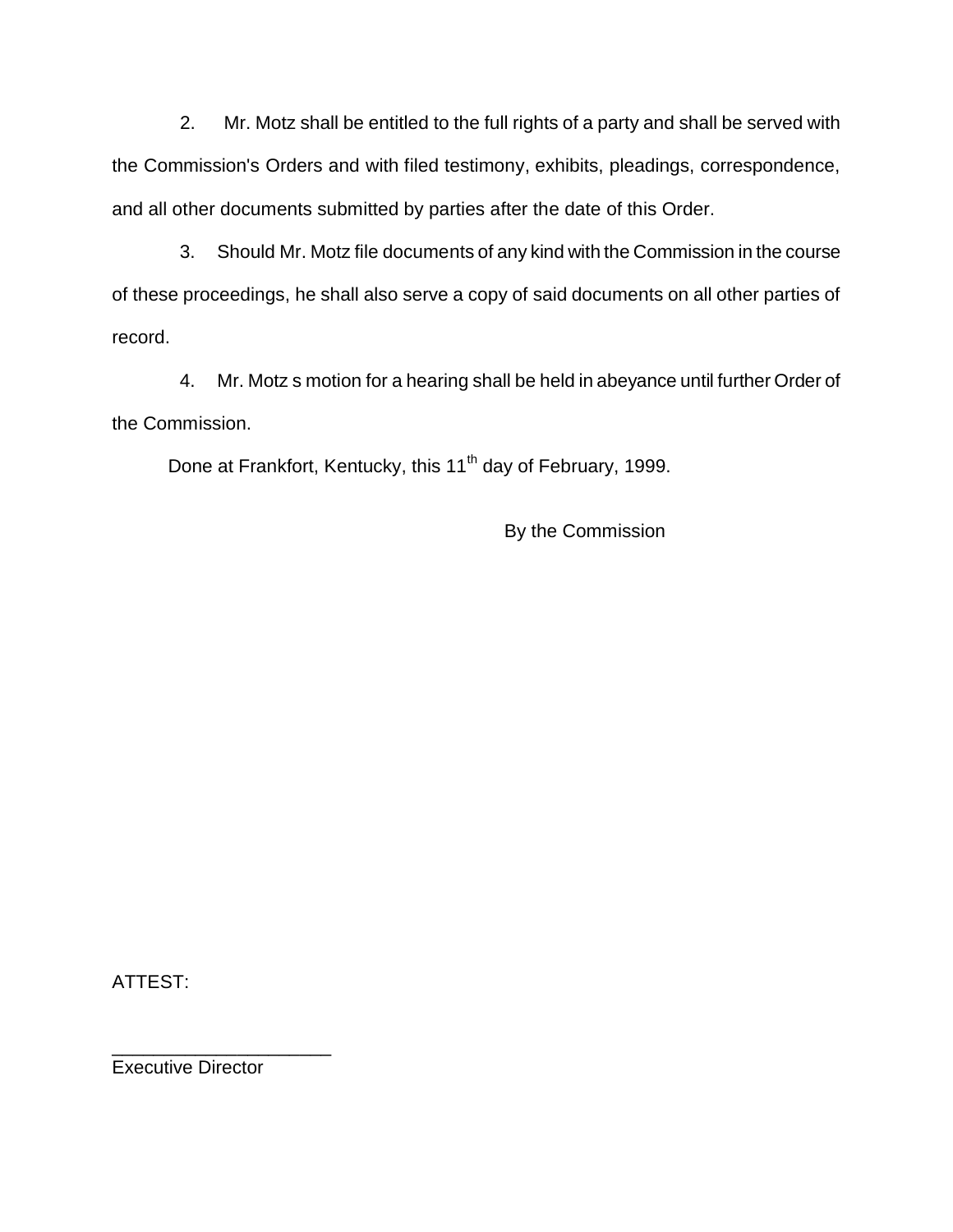2. Mr. Motz shall be entitled to the full rights of a party and shall be served with the Commission's Orders and with filed testimony, exhibits, pleadings, correspondence, and all other documents submitted by parties after the date of this Order.

3. Should Mr. Motz file documents of any kind with the Commission in the course of these proceedings, he shall also serve a copy of said documents on all other parties of record.

4. Mr. Motz s motion for a hearing shall be held in abeyance until further Order of the Commission.

Done at Frankfort, Kentucky, this 11th day of February, 1999.

By the Commission

ATTEST:

_____________________
Executive Director